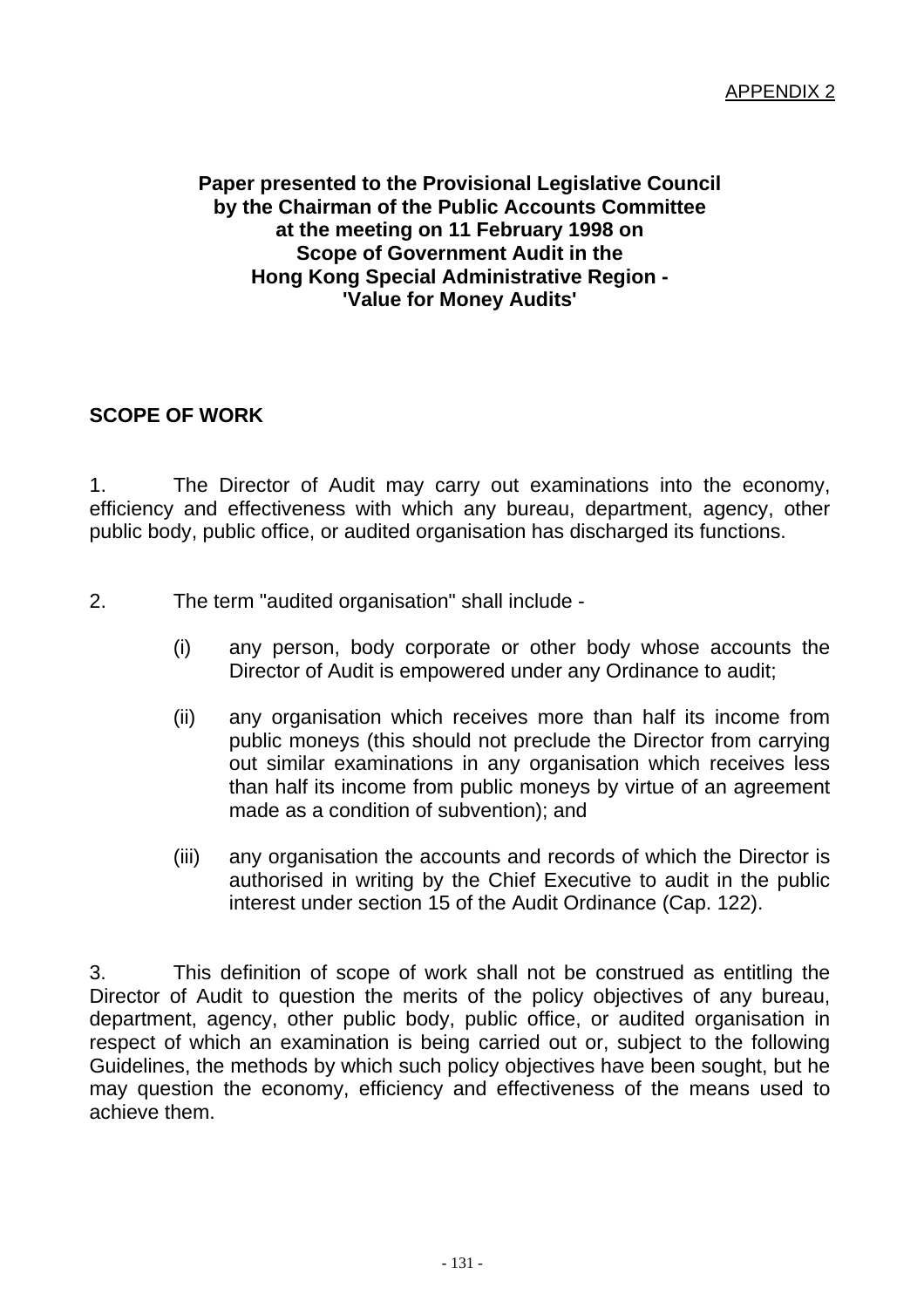APPENDIX 2

**Paper presented to the Provisional Legislative Council by the Chairman of the Public Accounts Committee at the meeting on 11 February 1998 on Scope of Government Audit in the Hong Kong Special Administrative Region - 'Value for Money Audits'**

## SCOPE OF WORK

1. The Director of Audit may carry out examinations into the economy, efficiency and effectiveness with which any bureau, department, agency, other public body, public office, or audited organisation has discharged its functions.

2. The term "audited organisation" shall include -

   (i) any person, body corporate or other body whose accounts the Director of Audit is empowered under any Ordinance to audit;

   (ii) any organisation which receives more than half its income from public moneys (this should not preclude the Director from carrying out similar examinations in any organisation which receives less than half its income from public moneys by virtue of an agreement made as a condition of subvention); and

   (iii) any organisation the accounts and records of which the Director is authorised in writing by the Chief Executive to audit in the public interest under section 15 of the Audit Ordinance (Cap. 122).

3. This definition of scope of work shall not be construed as entitling the Director of Audit to question the merits of the policy objectives of any bureau, department, agency, other public body, public office, or audited organisation in respect of which an examination is being carried out or, subject to the following Guidelines, the methods by which such policy objectives have been sought, but he may question the economy, efficiency and effectiveness of the means used to achieve them.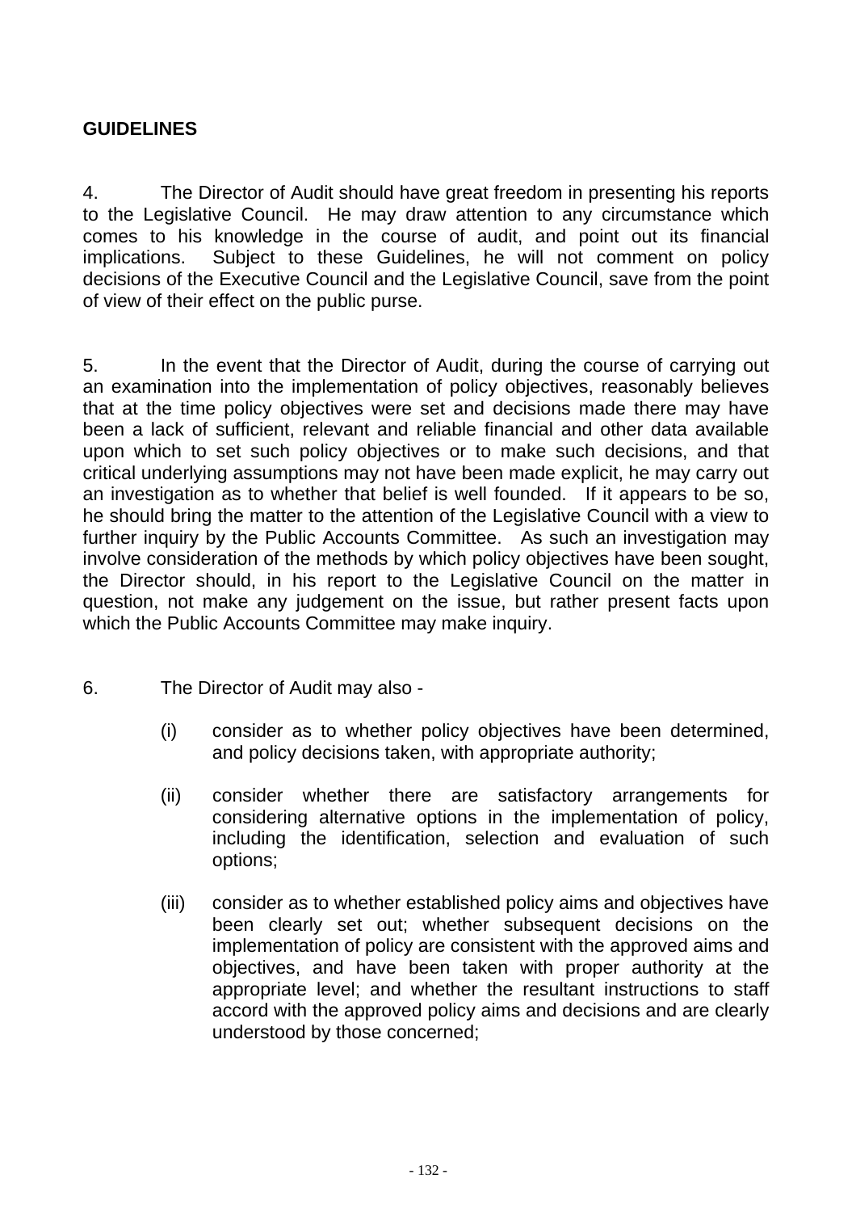## GUIDELINES

4. The Director of Audit should have great freedom in presenting his reports to the Legislative Council. He may draw attention to any circumstance which comes to his knowledge in the course of audit, and point out its financial implications. Subject to these Guidelines, he will not comment on policy decisions of the Executive Council and the Legislative Council, save from the point of view of their effect on the public purse.

5. In the event that the Director of Audit, during the course of carrying out an examination into the implementation of policy objectives, reasonably believes that at the time policy objectives were set and decisions made there may have been a lack of sufficient, relevant and reliable financial and other data available upon which to set such policy objectives or to make such decisions, and that critical underlying assumptions may not have been made explicit, he may carry out an investigation as to whether that belief is well founded. If it appears to be so, he should bring the matter to the attention of the Legislative Council with a view to further inquiry by the Public Accounts Committee. As such an investigation may involve consideration of the methods by which policy objectives have been sought, the Director should, in his report to the Legislative Council on the matter in question, not make any judgement on the issue, but rather present facts upon which the Public Accounts Committee may make inquiry.

6. The Director of Audit may also -

(i) consider as to whether policy objectives have been determined, and policy decisions taken, with appropriate authority;

(ii) consider whether there are satisfactory arrangements for considering alternative options in the implementation of policy, including the identification, selection and evaluation of such options;

(iii) consider as to whether established policy aims and objectives have been clearly set out; whether subsequent decisions on the implementation of policy are consistent with the approved aims and objectives, and have been taken with proper authority at the appropriate level; and whether the resultant instructions to staff accord with the approved policy aims and decisions and are clearly understood by those concerned;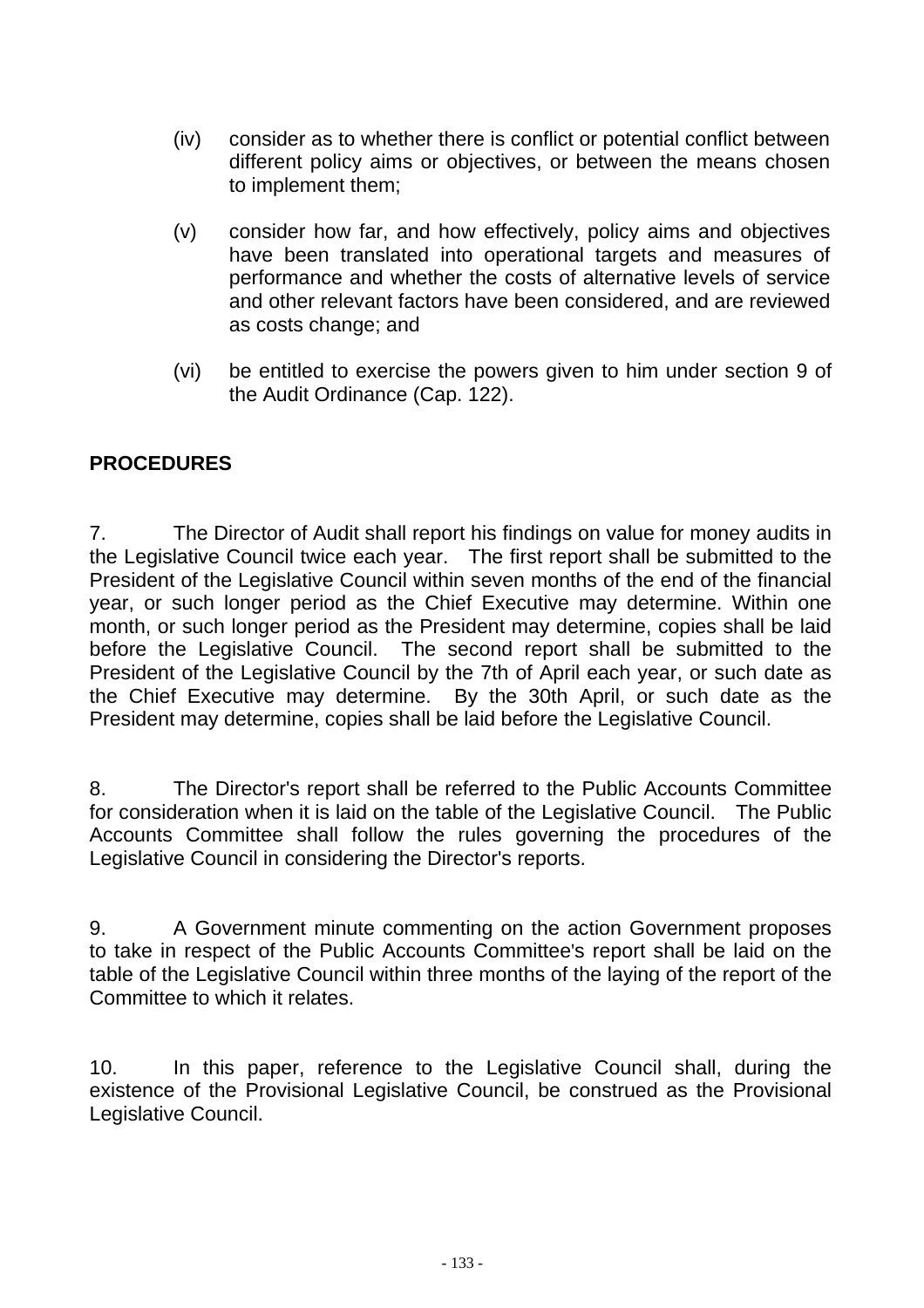(iv) consider as to whether there is conflict or potential conflict between different policy aims or objectives, or between the means chosen to implement them;

(v) consider how far, and how effectively, policy aims and objectives have been translated into operational targets and measures of performance and whether the costs of alternative levels of service and other relevant factors have been considered, and are reviewed as costs change; and

(vi) be entitled to exercise the powers given to him under section 9 of the Audit Ordinance (Cap. 122).

## PROCEDURES

7. The Director of Audit shall report his findings on value for money audits in the Legislative Council twice each year. The first report shall be submitted to the President of the Legislative Council within seven months of the end of the financial year, or such longer period as the Chief Executive may determine. Within one month, or such longer period as the President may determine, copies shall be laid before the Legislative Council. The second report shall be submitted to the President of the Legislative Council by the 7th of April each year, or such date as the Chief Executive may determine. By the 30th April, or such date as the President may determine, copies shall be laid before the Legislative Council.

8. The Director's report shall be referred to the Public Accounts Committee for consideration when it is laid on the table of the Legislative Council. The Public Accounts Committee shall follow the rules governing the procedures of the Legislative Council in considering the Director's reports.

9. A Government minute commenting on the action Government proposes to take in respect of the Public Accounts Committee's report shall be laid on the table of the Legislative Council within three months of the laying of the report of the Committee to which it relates.

10. In this paper, reference to the Legislative Council shall, during the existence of the Provisional Legislative Council, be construed as the Provisional Legislative Council.